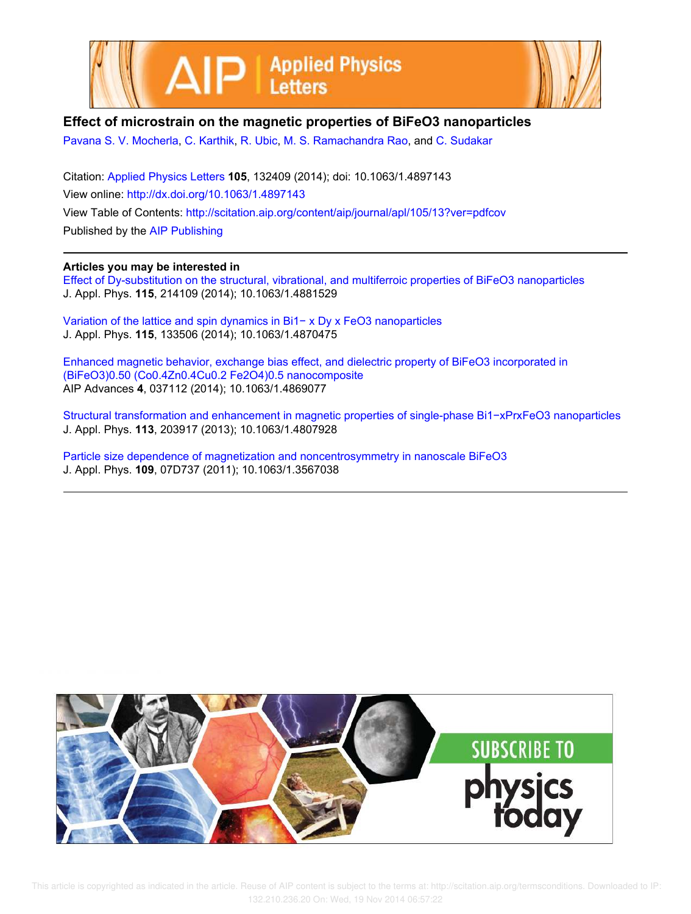# Effect of microstrain on the magnetic properties of $BiFeO_3$ nanoparticles

Pavana S. V. Mocherla, C. Karthik, R. Ubic, M. S. Ramachandra Rao, and C. Sudakar

Citation: Applied Physics Letters **105**, 132409 (2014); doi: 10.1063/1.4897143

View online: http://dx.doi.org/10.1063/1.4897143

View Table of Contents: http://scitation.aip.org/content/aip/journal/apl/105/13?ver=pdfcov

Published by the AIP Publishing

---

**Articles you may be interested in**

Effect of Dy-substitution on the structural, vibrational, and multiferroic properties of $BiFeO_3$ nanoparticles
J. Appl. Phys. **115**, 214109 (2014); 10.1063/1.4881529

Variation of the lattice and spin dynamics in $Bi_{1-x}Dy_xFeO_3$ nanoparticles
J. Appl. Phys. **115**, 133506 (2014); 10.1063/1.4870475

Enhanced magnetic behavior, exchange bias effect, and dielectric property of $BiFeO_3$ incorporated in $(BiFeO_3)_{0.50}(Co_{0.4}Zn_{0.4}Cu_{0.2}Fe_2O_4)_{0.5}$ nanocomposite
AIP Advances **4**, 037112 (2014); 10.1063/1.4869077

Structural transformation and enhancement in magnetic properties of single-phase $Bi_{1-x}Pr_xFeO_3$ nanoparticles
J. Appl. Phys. **113**, 203917 (2013); 10.1063/1.4807928

Particle size dependence of magnetization and noncentrosymmetry in nanoscale $BiFeO_3$
J. Appl. Phys. **109**, 07D737 (2011); 10.1063/1.3567038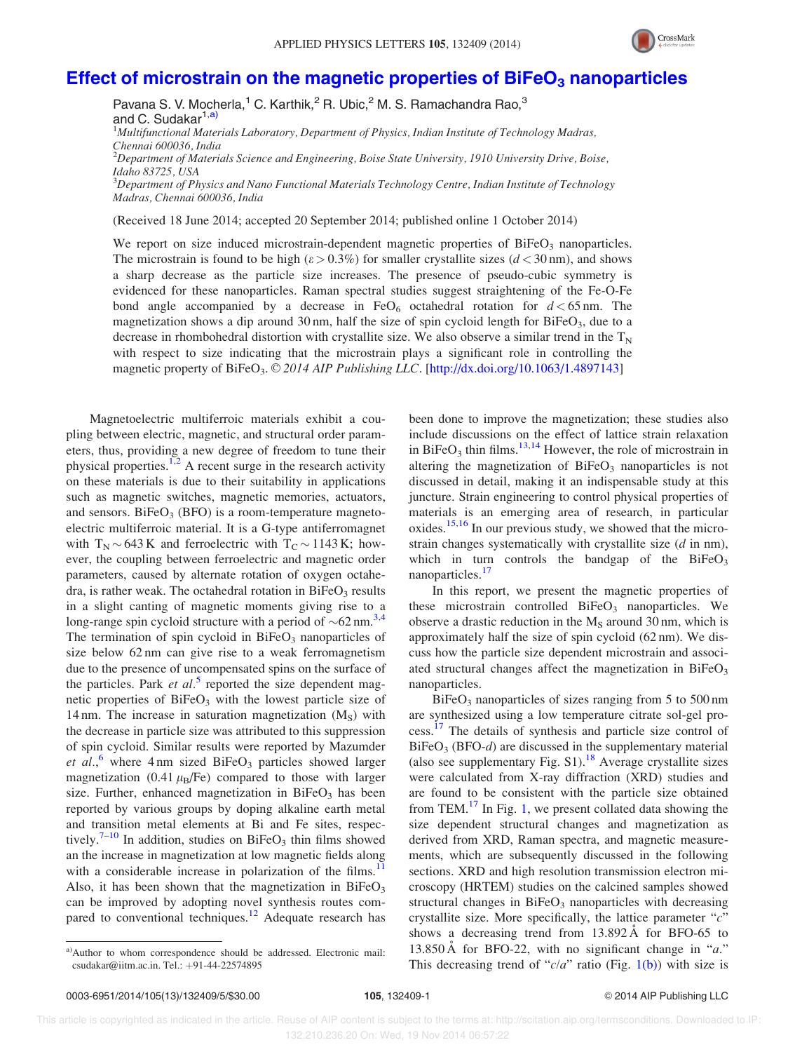# Effect of microstrain on the magnetic properties of $BiFeO_3$ nanoparticles

Pavana S. V. Mocherla,[1] C. Karthik,[2] R. Ubic,[2] M. S. Ramachandra Rao,[3] and C. Sudakar[1,a)]

[1]*Multifunctional Materials Laboratory, Department of Physics, Indian Institute of Technology Madras, Chennai 600036, India*
[2]*Department of Materials Science and Engineering, Boise State University, 1910 University Drive, Boise, Idaho 83725, USA*
[3]*Department of Physics and Nano Functional Materials Technology Centre, Indian Institute of Technology Madras, Chennai 600036, India*

(Received 18 June 2014; accepted 20 September 2014; published online 1 October 2014)

We report on size induced microstrain-dependent magnetic properties of $BiFeO_3$ nanoparticles. The microstrain is found to be high ($\varepsilon > 0.3\%$) for smaller crystallite sizes ($d < 30$ nm), and shows a sharp decrease as the particle size increases. The presence of pseudo-cubic symmetry is evidenced for these nanoparticles. Raman spectral studies suggest straightening of the Fe-O-Fe bond angle accompanied by a decrease in $FeO_6$ octahedral rotation for $d < 65$ nm. The magnetization shows a dip around 30 nm, half the size of spin cycloid length for $BiFeO_3$, due to a decrease in rhombohedral distortion with crystallite size. We also observe a similar trend in the $T_N$ with respect to size indicating that the microstrain plays a significant role in controlling the magnetic property of $BiFeO_3$. © *2014 AIP Publishing LLC*. [http://dx.doi.org/10.1063/1.4897143]

Magnetoelectric multiferroic materials exhibit a coupling between electric, magnetic, and structural order parameters, thus, providing a new degree of freedom to tune their physical properties.[1,2] A recent surge in the research activity on these materials is due to their suitability in applications such as magnetic switches, magnetic memories, actuators, and sensors. $BiFeO_3$ (BFO) is a room-temperature magnetoelectric multiferroic material. It is a G-type antiferromagnet with $T_N \sim 643$ K and ferroelectric with $T_C \sim 1143$ K; however, the coupling between ferroelectric and magnetic order parameters, caused by alternate rotation of oxygen octahedra, is rather weak. The octahedral rotation in $BiFeO_3$ results in a slight canting of magnetic moments giving rise to a long-range spin cycloid structure with a period of $\sim$62 nm.[3,4] The termination of spin cycloid in $BiFeO_3$ nanoparticles of size below 62 nm can give rise to a weak ferromagnetism due to the presence of uncompensated spins on the surface of the particles. Park *et al.*[5] reported the size dependent magnetic properties of $BiFeO_3$ with the lowest particle size of 14 nm. The increase in saturation magnetization ($M_S$) with the decrease in particle size was attributed to this suppression of spin cycloid. Similar results were reported by Mazumder *et al.*,[6] where 4 nm sized $BiFeO_3$ particles showed larger magnetization (0.41 $\mu_B$/Fe) compared to those with larger size. Further, enhanced magnetization in $BiFeO_3$ has been reported by various groups by doping alkaline earth metal and transition metal elements at Bi and Fe sites, respectively.[7–10] In addition, studies on $BiFeO_3$ thin films showed an the increase in magnetization at low magnetic fields along with a considerable increase in polarization of the films.[11] Also, it has been shown that the magnetization in $BiFeO_3$ can be improved by adopting novel synthesis routes compared to conventional techniques.[12] Adequate research has been done to improve the magnetization; these studies also include discussions on the effect of lattice strain relaxation in $BiFeO_3$ thin films.[13,14] However, the role of microstrain in altering the magnetization of $BiFeO_3$ nanoparticles is not discussed in detail, making it an indispensable study at this juncture. Strain engineering to control physical properties of materials is an emerging area of research, in particular oxides.[15,16] In our previous study, we showed that the microstrain changes systematically with crystallite size ($d$ in nm), which in turn controls the bandgap of the $BiFeO_3$ nanoparticles.[17]

In this report, we present the magnetic properties of these microstrain controlled $BiFeO_3$ nanoparticles. We observe a drastic reduction in the $M_S$ around 30 nm, which is approximately half the size of spin cycloid (62 nm). We discuss how the particle size dependent microstrain and associated structural changes affect the magnetization in $BiFeO_3$ nanoparticles.

$BiFeO_3$ nanoparticles of sizes ranging from 5 to 500 nm are synthesized using a low temperature citrate sol-gel process.[17] The details of synthesis and particle size control of $BiFeO_3$ (BFO-*d*) are discussed in the supplementary material (also see supplementary Fig. S1).[18] Average crystallite sizes were calculated from X-ray diffraction (XRD) studies and are found to be consistent with the particle size obtained from TEM.[17] In Fig. 1, we present collated data showing the size dependent structural changes and magnetization as derived from XRD, Raman spectra, and magnetic measurements, which are subsequently discussed in the following sections. XRD and high resolution transmission electron microscopy (HRTEM) studies on the calcined samples showed structural changes in $BiFeO_3$ nanoparticles with decreasing crystallite size. More specifically, the lattice parameter "$c$" shows a decreasing trend from 13.892 Å for BFO-65 to 13.850 Å for BFO-22, with no significant change in "$a$." This decreasing trend of "$c/a$" ratio (Fig. 1(b)) with size is

a)Author to whom correspondence should be addressed. Electronic mail: csudakar@iitm.ac.in. Tel.: +91-44-22574895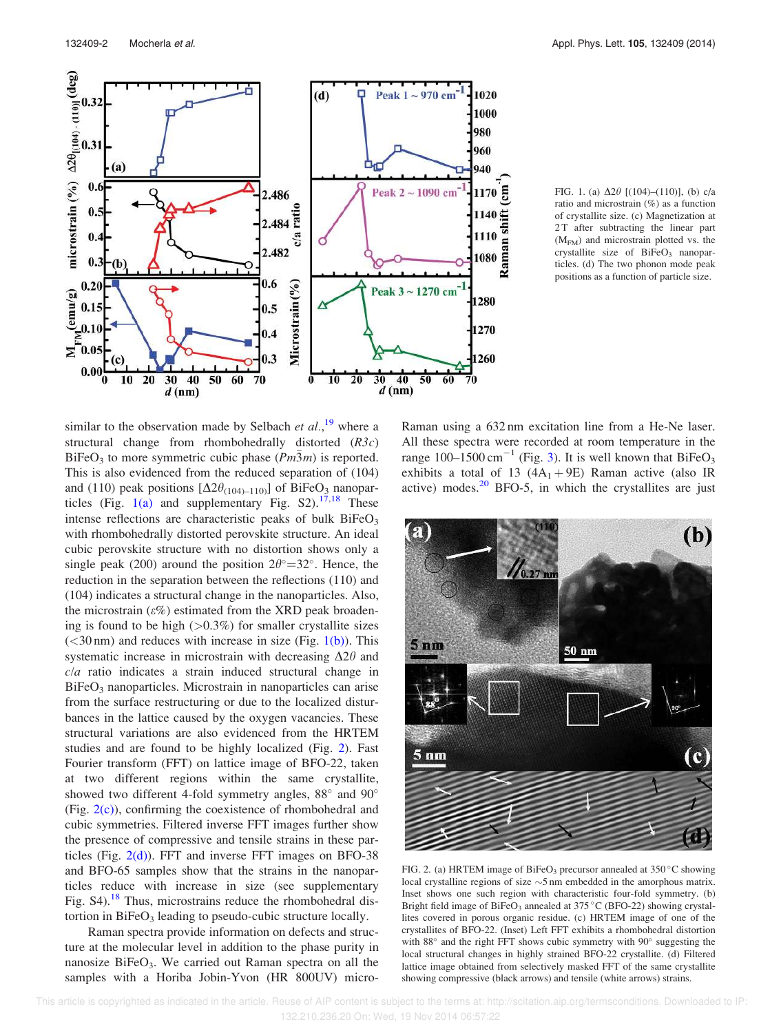FIG. 1. (a) $\Delta 2\theta$ [(104)–(110)], (b) c/a ratio and microstrain (%) as a function of crystallite size. (c) Magnetization at 2 T after subtracting the linear part ($M_{FM}$) and microstrain plotted vs. the crystallite size of $BiFeO_3$ nanoparticles. (d) The two phonon mode peak positions as a function of particle size.

similar to the observation made by Selbach *et al.*,[19] where a structural change from rhombohedrally distorted ($R3c$) $BiFeO_3$ to more symmetric cubic phase ($Pm\bar{3}m$) is reported. This is also evidenced from the reduced separation of (104) and (110) peak positions [$\Delta 2\theta_{(104)-110)}$] of $BiFeO_3$ nanoparticles (Fig. 1(a) and supplementary Fig. S2).[17,18] These intense reflections are characteristic peaks of bulk $BiFeO_3$ with rhombohedrally distorted perovskite structure. An ideal cubic perovskite structure with no distortion shows only a single peak (200) around the position $2\theta° = 32°$. Hence, the reduction in the separation between the reflections (110) and (104) indicates a structural change in the nanoparticles. Also, the microstrain ($\varepsilon$%) estimated from the XRD peak broadening is found to be high (>0.3%) for smaller crystallite sizes (<30 nm) and reduces with increase in size (Fig. 1(b)). This systematic increase in microstrain with decreasing $\Delta 2\theta$ and $c/a$ ratio indicates a strain induced structural change in $BiFeO_3$ nanoparticles. Microstrain in nanoparticles can arise from the surface restructuring or due to the localized disturbances in the lattice caused by the oxygen vacancies. These structural variations are also evidenced from the HRTEM studies and are found to be highly localized (Fig. 2). Fast Fourier transform (FFT) on lattice image of BFO-22, taken at two different regions within the same crystallite, showed two different 4-fold symmetry angles, 88° and 90° (Fig. 2(c)), confirming the coexistence of rhombohedral and cubic symmetries. Filtered inverse FFT images further show the presence of compressive and tensile strains in these particles (Fig. 2(d)). FFT and inverse FFT images on BFO-38 and BFO-65 samples show that the strains in the nanoparticles reduce with increase in size (see supplementary Fig. S4).[18] Thus, microstrains reduce the rhombohedral distortion in $BiFeO_3$ leading to pseudo-cubic structure locally.

Raman spectra provide information on defects and structure at the molecular level in addition to the phase purity in nanosize $BiFeO_3$. We carried out Raman spectra on all the samples with a Horiba Jobin-Yvon (HR 800UV) micro-Raman using a 632 nm excitation line from a He-Ne laser. All these spectra were recorded at room temperature in the range 100–1500 $cm^{-1}$ (Fig. 3). It is well known that $BiFeO_3$ exhibits a total of 13 ($4A_1 + 9E$) Raman active (also IR active) modes.[20] BFO-5, in which the crystallites are just

FIG. 2. (a) HRTEM image of $BiFeO_3$ precursor annealed at 350 °C showing local crystalline regions of size ~5 nm embedded in the amorphous matrix. Inset shows one such region with characteristic four-fold symmetry. (b) Bright field image of $BiFeO_3$ annealed at 375 °C (BFO-22) showing crystallites covered in porous organic residue. (c) HRTEM image of one of the crystallites of BFO-22. (Inset) Left FFT exhibits a rhombohedral distortion with 88° and the right FFT shows cubic symmetry with 90° suggesting the local structural changes in highly strained BFO-22 crystallite. (d) Filtered lattice image obtained from selectively masked FFT of the same crystallite showing compressive (black arrows) and tensile (white arrows) strains.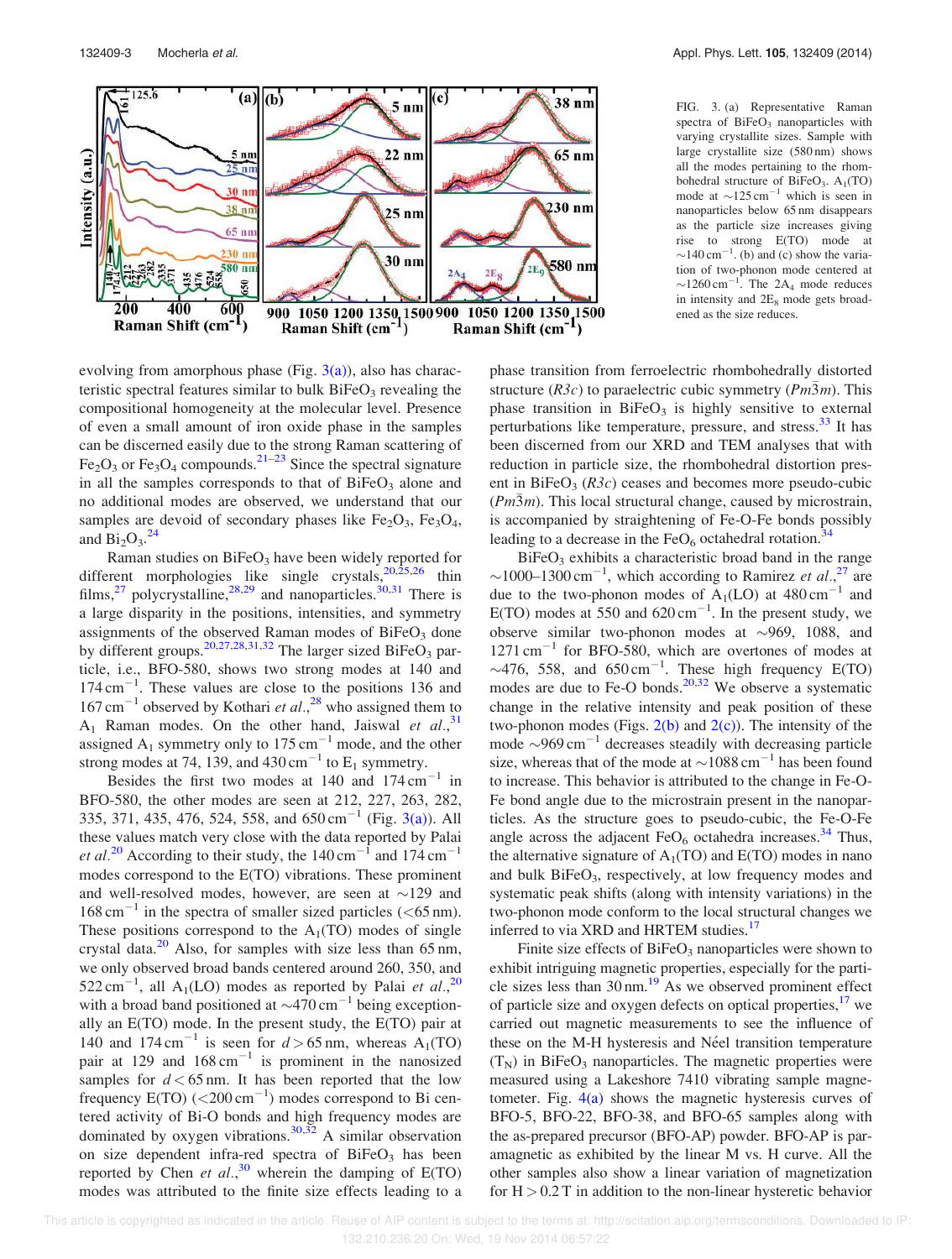FIG. 3. (a) Representative Raman spectra of $BiFeO_3$ nanoparticles with varying crystallite sizes. Sample with large crystallite size (580 nm) shows all the modes pertaining to the rhombohedral structure of $BiFeO_3$. $A_1$(TO) mode at $\sim$125 cm$^{-1}$ which is seen in nanoparticles below 65 nm disappears as the particle size increases giving rise to strong E(TO) mode at $\sim$140 cm$^{-1}$. (b) and (c) show the variation of two-phonon mode centered at $\sim$1260 cm$^{-1}$. The $2A_4$ mode reduces in intensity and $2E_8$ mode gets broadened as the size reduces.

evolving from amorphous phase (Fig. 3(a)), also has characteristic spectral features similar to bulk $BiFeO_3$ revealing the compositional homogeneity at the molecular level. Presence of even a small amount of iron oxide phase in the samples can be discerned easily due to the strong Raman scattering of $Fe_2O_3$ or $Fe_3O_4$ compounds.[21–23] Since the spectral signature in all the samples corresponds to that of $BiFeO_3$ alone and no additional modes are observed, we understand that our samples are devoid of secondary phases like $Fe_2O_3$, $Fe_3O_4$, and $Bi_2O_3$.[24]

Raman studies on $BiFeO_3$ have been widely reported for different morphologies like single crystals,[20,25,26] thin films,[27] polycrystalline,[28,29] and nanoparticles.[30,31] There is a large disparity in the positions, intensities, and symmetry assignments of the observed Raman modes of $BiFeO_3$ done by different groups.[20,27,28,31,32] The larger sized $BiFeO_3$ particle, i.e., BFO-580, shows two strong modes at 140 and 174 cm$^{-1}$. These values are close to the positions 136 and 167 cm$^{-1}$ observed by Kothari *et al.*,[28] who assigned them to $A_1$ Raman modes. On the other hand, Jaiswal *et al.*,[31] assigned $A_1$ symmetry only to 175 cm$^{-1}$ mode, and the other strong modes at 74, 139, and 430 cm$^{-1}$ to $E_1$ symmetry.

Besides the first two modes at 140 and 174 cm$^{-1}$ in BFO-580, the other modes are seen at 212, 227, 263, 282, 335, 371, 435, 476, 524, 558, and 650 cm$^{-1}$ (Fig. 3(a)). All these values match very close with the data reported by Palai *et al.*[20] According to their study, the 140 cm$^{-1}$ and 174 cm$^{-1}$ modes correspond to the E(TO) vibrations. These prominent and well-resolved modes, however, are seen at $\sim$129 and 168 cm$^{-1}$ in the spectra of smaller sized particles (<65 nm). These positions correspond to the $A_1$(TO) modes of single crystal data.[20] Also, for samples with size less than 65 nm, we only observed broad bands centered around 260, 350, and 522 cm$^{-1}$, all $A_1$(LO) modes as reported by Palai *et al.*,[20] with a broad band positioned at $\sim$470 cm$^{-1}$ being exceptionally an E(TO) mode. In the present study, the E(TO) pair at 140 and 174 cm$^{-1}$ is seen for $d > 65$ nm, whereas $A_1$(TO) pair at 129 and 168 cm$^{-1}$ is prominent in the nanosized samples for $d < 65$ nm. It has been reported that the low frequency E(TO) (<200 cm$^{-1}$) modes correspond to Bi centered activity of Bi-O bonds and high frequency modes are dominated by oxygen vibrations.[30,32] A similar observation on size dependent infra-red spectra of $BiFeO_3$ has been reported by Chen *et al.*,[30] wherein the damping of E(TO) modes was attributed to the finite size effects leading to a phase transition from ferroelectric rhombohedrally distorted structure ($R3c$) to paraelectric cubic symmetry ($Pm\bar{3}m$). This phase transition in $BiFeO_3$ is highly sensitive to external perturbations like temperature, pressure, and stress.[33] It has been discerned from our XRD and TEM analyses that with reduction in particle size, the rhombohedral distortion present in $BiFeO_3$ ($R3c$) ceases and becomes more pseudo-cubic ($Pm\bar{3}m$). This local structural change, caused by microstrain, is accompanied by straightening of Fe-O-Fe bonds possibly leading to a decrease in the $FeO_6$ octahedral rotation.[34]

$BiFeO_3$ exhibits a characteristic broad band in the range $\sim$1000–1300 cm$^{-1}$, which according to Ramirez *et al.*,[27] are due to the two-phonon modes of $A_1$(LO) at 480 cm$^{-1}$ and E(TO) modes at 550 and 620 cm$^{-1}$. In the present study, we observe similar two-phonon modes at $\sim$969, 1088, and 1271 cm$^{-1}$ for BFO-580, which are overtones of modes at $\sim$476, 558, and 650 cm$^{-1}$. These high frequency E(TO) modes are due to Fe-O bonds.[20,32] We observe a systematic change in the relative intensity and peak position of these two-phonon modes (Figs. 2(b) and 2(c)). The intensity of the mode $\sim$969 cm$^{-1}$ decreases steadily with decreasing particle size, whereas that of the mode at $\sim$1088 cm$^{-1}$ has been found to increase. This behavior is attributed to the change in Fe-O-Fe bond angle due to the microstrain present in the nanoparticles. As the structure goes to pseudo-cubic, the Fe-O-Fe angle across the adjacent $FeO_6$ octahedra increases.[34] Thus, the alternative signature of $A_1$(TO) and E(TO) modes in nano and bulk $BiFeO_3$, respectively, at low frequency modes and systematic peak shifts (along with intensity variations) in the two-phonon mode conform to the local structural changes we inferred to via XRD and HRTEM studies.[17]

Finite size effects of $BiFeO_3$ nanoparticles were shown to exhibit intriguing magnetic properties, especially for the particle sizes less than 30 nm.[19] As we observed prominent effect of particle size and oxygen defects on optical properties,[17] we carried out magnetic measurements to see the influence of these on the M-H hysteresis and Néel transition temperature ($T_N$) in $BiFeO_3$ nanoparticles. The magnetic properties were measured using a Lakeshore 7410 vibrating sample magnetometer. Fig. 4(a) shows the magnetic hysteresis curves of BFO-5, BFO-22, BFO-38, and BFO-65 samples along with the as-prepared precursor (BFO-AP) powder. BFO-AP is paramagnetic as exhibited by the linear M vs. H curve. All the other samples also show a linear variation of magnetization for $H > 0.2$ T in addition to the non-linear hysteretic behavior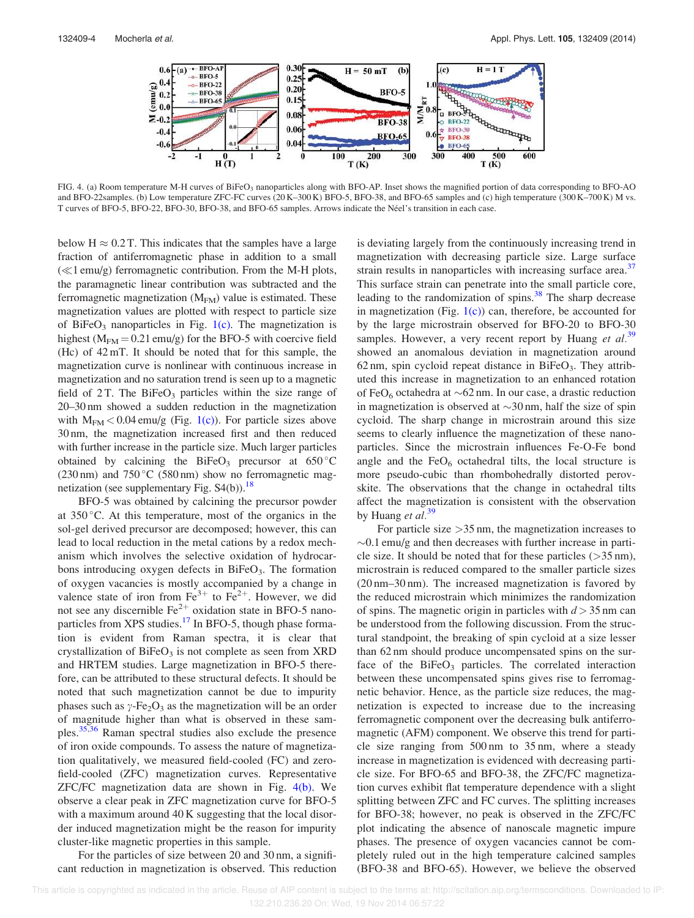FIG. 4. (a) Room temperature M-H curves of $BiFeO_3$ nanoparticles along with BFO-AP. Inset shows the magnified portion of data corresponding to BFO-AO and BFO-22samples. (b) Low temperature ZFC-FC curves (20 K–300 K) BFO-5, BFO-38, and BFO-65 samples and (c) high temperature (300 K–700 K) M vs. T curves of BFO-5, BFO-22, BFO-30, BFO-38, and BFO-65 samples. Arrows indicate the Néel's transition in each case.

below H ≈ 0.2 T. This indicates that the samples have a large fraction of antiferromagnetic phase in addition to a small (≪1 emu/g) ferromagnetic contribution. From the M-H plots, the paramagnetic linear contribution was subtracted and the ferromagnetic magnetization ($M_{FM}$) value is estimated. These magnetization values are plotted with respect to particle size of $BiFeO_3$ nanoparticles in Fig. 1(c). The magnetization is highest ($M_{FM}$ = 0.21 emu/g) for the BFO-5 with coercive field (Hc) of 42 mT. It should be noted that for this sample, the magnetization curve is nonlinear with continuous increase in magnetization and no saturation trend is seen up to a magnetic field of 2 T. The $BiFeO_3$ particles within the size range of 20–30 nm showed a sudden reduction in the magnetization with $M_{FM}$ < 0.04 emu/g (Fig. 1(c)). For particle sizes above 30 nm, the magnetization increased first and then reduced with further increase in the particle size. Much larger particles obtained by calcining the $BiFeO_3$ precursor at 650 °C (230 nm) and 750 °C (580 nm) show no ferromagnetic magnetization (see supplementary Fig. S4(b)).[18]

BFO-5 was obtained by calcining the precursor powder at 350 °C. At this temperature, most of the organics in the sol-gel derived precursor are decomposed; however, this can lead to local reduction in the metal cations by a redox mechanism which involves the selective oxidation of hydrocarbons introducing oxygen defects in $BiFeO_3$. The formation of oxygen vacancies is mostly accompanied by a change in valence state of iron from $Fe^{3+}$ to $Fe^{2+}$. However, we did not see any discernible $Fe^{2+}$ oxidation state in BFO-5 nanoparticles from XPS studies.[17] In BFO-5, though phase formation is evident from Raman spectra, it is clear that crystallization of $BiFeO_3$ is not complete as seen from XRD and HRTEM studies. Large magnetization in BFO-5 therefore, can be attributed to these structural defects. It should be noted that such magnetization cannot be due to impurity phases such as $\gamma$-$Fe_2O_3$ as the magnetization will be an order of magnitude higher than what is observed in these samples.[35,36] Raman spectral studies also exclude the presence of iron oxide compounds. To assess the nature of magnetization qualitatively, we measured field-cooled (FC) and zero-field-cooled (ZFC) magnetization curves. Representative ZFC/FC magnetization data are shown in Fig. 4(b). We observe a clear peak in ZFC magnetization curve for BFO-5 with a maximum around 40 K suggesting that the local disorder induced magnetization might be the reason for impurity cluster-like magnetic properties in this sample.

For the particles of size between 20 and 30 nm, a significant reduction in magnetization is observed. This reduction is deviating largely from the continuously increasing trend in magnetization with decreasing particle size. Large surface strain results in nanoparticles with increasing surface area.[37] This surface strain can penetrate into the small particle core, leading to the randomization of spins.[38] The sharp decrease in magnetization (Fig. 1(c)) can, therefore, be accounted for by the large microstrain observed for BFO-20 to BFO-30 samples. However, a very recent report by Huang *et al.*[39] showed an anomalous deviation in magnetization around 62 nm, spin cycloid repeat distance in $BiFeO_3$. They attributed this increase in magnetization to an enhanced rotation of $FeO_6$ octahedra at ∼62 nm. In our case, a drastic reduction in magnetization is observed at ∼30 nm, half the size of spin cycloid. The sharp change in microstrain around this size seems to clearly influence the magnetization of these nanoparticles. Since the microstrain influences Fe-O-Fe bond angle and the $FeO_6$ octahedral tilts, the local structure is more pseudo-cubic than rhombohedrally distorted perovskite. The observations that the change in octahedral tilts affect the magnetization is consistent with the observation by Huang *et al.*[39]

For particle size >35 nm, the magnetization increases to ∼0.1 emu/g and then decreases with further increase in particle size. It should be noted that for these particles (>35 nm), microstrain is reduced compared to the smaller particle sizes (20 nm–30 nm). The increased magnetization is favored by the reduced microstrain which minimizes the randomization of spins. The magnetic origin in particles with $d$ > 35 nm can be understood from the following discussion. From the structural standpoint, the breaking of spin cycloid at a size lesser than 62 nm should produce uncompensated spins on the surface of the $BiFeO_3$ particles. The correlated interaction between these uncompensated spins gives rise to ferromagnetic behavior. Hence, as the particle size reduces, the magnetization is expected to increase due to the increasing ferromagnetic component over the decreasing bulk antiferromagnetic (AFM) component. We observe this trend for particle size ranging from 500 nm to 35 nm, where a steady increase in magnetization is evidenced with decreasing particle size. For BFO-65 and BFO-38, the ZFC/FC magnetization curves exhibit flat temperature dependence with a slight splitting between ZFC and FC curves. The splitting increases for BFO-38; however, no peak is observed in the ZFC/FC plot indicating the absence of nanoscale magnetic impure phases. The presence of oxygen vacancies cannot be completely ruled out in the high temperature calcined samples (BFO-38 and BFO-65). However, we believe the observed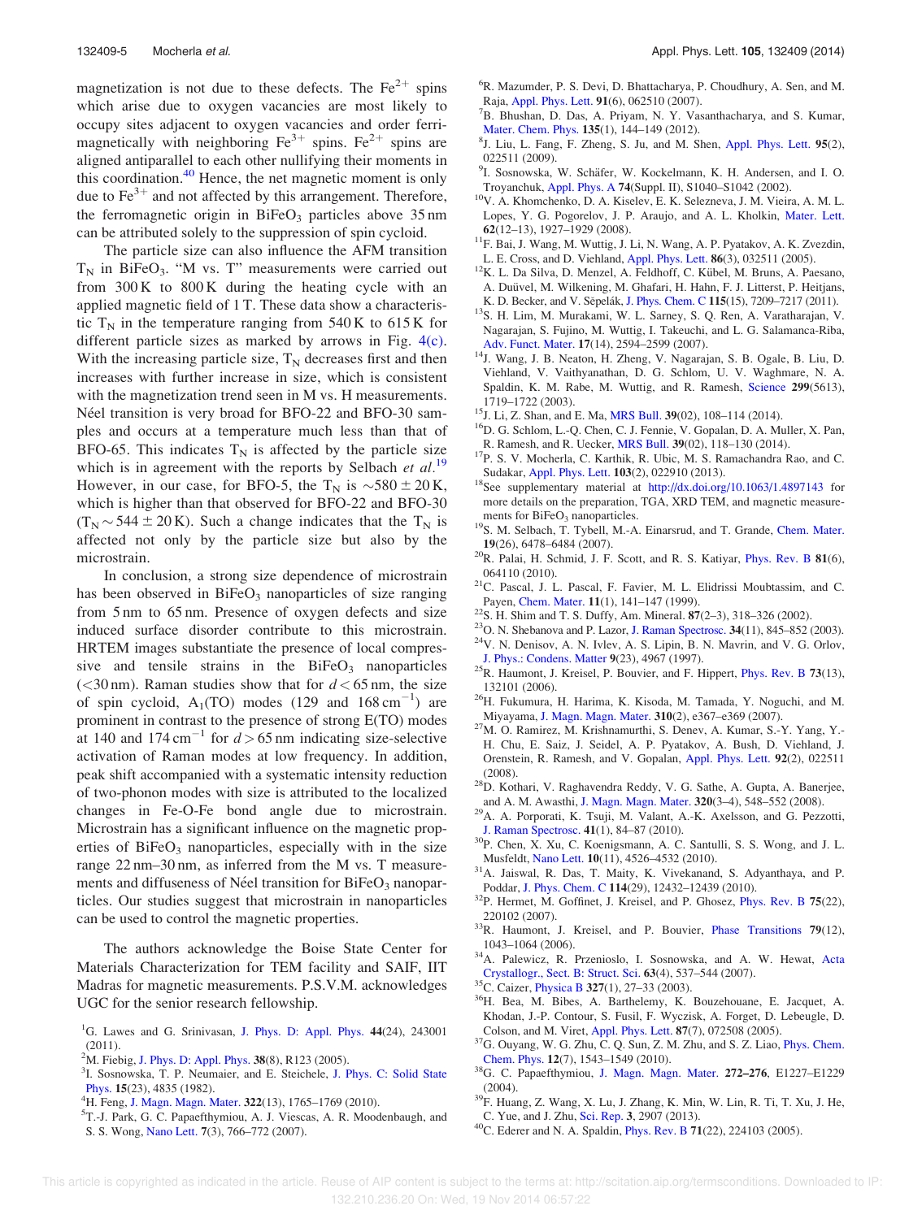magnetization is not due to these defects. The $Fe^{2+}$ spins which arise due to oxygen vacancies are most likely to occupy sites adjacent to oxygen vacancies and order ferrimagnetically with neighboring $Fe^{3+}$ spins. $Fe^{2+}$ spins are aligned antiparallel to each other nullifying their moments in this coordination.[40] Hence, the net magnetic moment is only due to $Fe^{3+}$ and not affected by this arrangement. Therefore, the ferromagnetic origin in $BiFeO_3$ particles above 35 nm can be attributed solely to the suppression of spin cycloid.

The particle size can also influence the AFM transition $T_N$ in $BiFeO_3$. "M vs. T" measurements were carried out from 300 K to 800 K during the heating cycle with an applied magnetic field of 1 T. These data show a characteristic $T_N$ in the temperature ranging from 540 K to 615 K for different particle sizes as marked by arrows in Fig. 4(c). With the increasing particle size, $T_N$ decreases first and then increases with further increase in size, which is consistent with the magnetization trend seen in M vs. H measurements. Néel transition is very broad for BFO-22 and BFO-30 samples and occurs at a temperature much less than that of BFO-65. This indicates $T_N$ is affected by the particle size which is in agreement with the reports by Selbach *et al.*[19] However, in our case, for BFO-5, the $T_N$ is $\sim 580 \pm 20$ K, which is higher than that observed for BFO-22 and BFO-30 ($T_N \sim 544 \pm 20$ K). Such a change indicates that the $T_N$ is affected not only by the particle size but also by the microstrain.

In conclusion, a strong size dependence of microstrain has been observed in $BiFeO_3$ nanoparticles of size ranging from 5 nm to 65 nm. Presence of oxygen defects and size induced surface disorder contribute to this microstrain. HRTEM images substantiate the presence of local compressive and tensile strains in the $BiFeO_3$ nanoparticles (<30 nm). Raman studies show that for $d < 65$ nm, the size of spin cycloid, $A_1$(TO) modes (129 and 168 $cm^{-1}$) are prominent in contrast to the presence of strong E(TO) modes at 140 and 174 $cm^{-1}$ for $d > 65$ nm indicating size-selective activation of Raman modes at low frequency. In addition, peak shift accompanied with a systematic intensity reduction of two-phonon modes with size is attributed to the localized changes in Fe-O-Fe bond angle due to microstrain. Microstrain has a significant influence on the magnetic properties of $BiFeO_3$ nanoparticles, especially with in the size range 22 nm–30 nm, as inferred from the M vs. T measurements and diffuseness of Néel transition for $BiFeO_3$ nanoparticles. Our studies suggest that microstrain in nanoparticles can be used to control the magnetic properties.

The authors acknowledge the Boise State Center for Materials Characterization for TEM facility and SAIF, IIT Madras for magnetic measurements. P.S.V.M. acknowledges UGC for the senior research fellowship.

[1] G. Lawes and G. Srinivasan, J. Phys. D: Appl. Phys. 44(24), 243001 (2011).
[2] M. Fiebig, J. Phys. D: Appl. Phys. 38(8), R123 (2005).
[3] I. Sosnowska, T. P. Neumaier, and E. Steichele, J. Phys. C: Solid State Phys. 15(23), 4835 (1982).
[4] H. Feng, J. Magn. Magn. Mater. 322(13), 1765–1769 (2010).
[5] T.-J. Park, G. C. Papaefthymiou, A. J. Viescas, A. R. Moodenbaugh, and S. S. Wong, Nano Lett. 7(3), 766–772 (2007).
[6] R. Mazumder, P. S. Devi, D. Bhattacharya, P. Choudhury, A. Sen, and M. Raja, Appl. Phys. Lett. 91(6), 062510 (2007).
[7] B. Bhushan, D. Das, A. Priyam, N. Y. Vasanthacharya, and S. Kumar, Mater. Chem. Phys. 135(1), 144–149 (2012).
[8] J. Liu, L. Fang, F. Zheng, S. Ju, and M. Shen, Appl. Phys. Lett. 95(2), 022511 (2009).
[9] I. Sosnowska, W. Schäfer, W. Kockelmann, K. H. Andersen, and I. O. Troyanchuk, Appl. Phys. A 74(Suppl. II), S1040–S1042 (2002).
[10] V. A. Khomchenko, D. A. Kiselev, E. K. Selezneva, J. M. Vieira, A. M. L. Lopes, Y. G. Pogorelov, J. P. Araujo, and A. L. Kholkin, Mater. Lett. 62(12–13), 1927–1929 (2008).
[11] F. Bai, J. Wang, M. Wuttig, J. Li, N. Wang, A. P. Pyatakov, A. K. Zvezdin, L. E. Cross, and D. Viehland, Appl. Phys. Lett. 86(3), 032511 (2005).
[12] K. L. Da Silva, D. Menzel, A. Feldhoff, C. Kübel, M. Bruns, A. Paesano, A. Duüvel, M. Wilkening, M. Ghafari, H. Hahn, F. J. Litterst, P. Heitjans, K. D. Becker, and V. Šepelák, J. Phys. Chem. C 115(15), 7209–7217 (2011).
[13] S. H. Lim, M. Murakami, W. L. Sarney, S. Q. Ren, A. Varatharajan, V. Nagarajan, S. Fujino, M. Wuttig, I. Takeuchi, and L. G. Salamanca-Riba, Adv. Funct. Mater. 17(14), 2594–2599 (2007).
[14] J. Wang, J. B. Neaton, H. Zheng, V. Nagarajan, S. B. Ogale, B. Liu, D. Viehland, V. Vaithyanathan, D. G. Schlom, U. V. Waghmare, N. A. Spaldin, K. M. Rabe, M. Wuttig, and R. Ramesh, Science 299(5613), 1719–1722 (2003).
[15] J. Li, Z. Shan, and E. Ma, MRS Bull. 39(02), 108–114 (2014).
[16] D. G. Schlom, L.-Q. Chen, C. J. Fennie, V. Gopalan, D. A. Muller, X. Pan, R. Ramesh, and R. Uecker, MRS Bull. 39(02), 118–130 (2014).
[17] P. S. V. Mocherla, C. Karthik, R. Ubic, M. S. Ramachandra Rao, and C. Sudakar, Appl. Phys. Lett. 103(2), 022910 (2013).
[18] See supplementary material at http://dx.doi.org/10.1063/1.4897143 for more details on the preparation, TGA, XRD TEM, and magnetic measurements for $BiFeO_3$ nanoparticles.
[19] S. M. Selbach, T. Tybell, M.-A. Einarsrud, and T. Grande, Chem. Mater. 19(26), 6478–6484 (2007).
[20] R. Palai, H. Schmid, J. F. Scott, and R. S. Katiyar, Phys. Rev. B 81(6), 064110 (2010).
[21] C. Pascal, J. L. Pascal, F. Favier, M. L. Elidrissi Moubtassim, and C. Payen, Chem. Mater. 11(1), 141–147 (1999).
[22] S. H. Shim and T. S. Duffy, Am. Mineral. 87(2–3), 318–326 (2002).
[23] O. N. Shebanova and P. Lazor, J. Raman Spectrosc. 34(11), 845–852 (2003).
[24] V. N. Denisov, A. N. Ivlev, A. S. Lipin, B. N. Mavrin, and V. G. Orlov, J. Phys.: Condens. Matter 9(23), 4967 (1997).
[25] R. Haumont, J. Kreisel, P. Bouvier, and F. Hippert, Phys. Rev. B 73(13), 132101 (2006).
[26] H. Fukumura, H. Harima, K. Kisoda, M. Tamada, Y. Noguchi, and M. Miyayama, J. Magn. Magn. Mater. 310(2), e367–e369 (2007).
[27] M. O. Ramirez, M. Krishnamurthi, S. Denev, A. Kumar, S.-Y. Yang, Y.-H. Chu, E. Saiz, J. Seidel, A. P. Pyatakov, A. Bush, D. Viehland, J. Orenstein, R. Ramesh, and V. Gopalan, Appl. Phys. Lett. 92(2), 022511 (2008).
[28] D. Kothari, V. Raghavendra Reddy, V. G. Sathe, A. Gupta, A. Banerjee, and A. M. Awasthi, J. Magn. Magn. Mater. 320(3–4), 548–552 (2008).
[29] A. A. Porporati, K. Tsuji, M. Valant, A.-K. Axelsson, and G. Pezzotti, J. Raman Spectrosc. 41(1), 84–87 (2010).
[30] P. Chen, X. Xu, C. Koenigsmann, A. C. Santulli, S. S. Wong, and J. L. Musfeldt, Nano Lett. 10(11), 4526–4532 (2010).
[31] A. Jaiswal, R. Das, T. Maity, K. Vivekanand, S. Adyanthaya, and P. Poddar, J. Phys. Chem. C 114(29), 12432–12439 (2010).
[32] P. Hermet, M. Goffinet, J. Kreisel, and P. Ghosez, Phys. Rev. B 75(22), 220102 (2007).
[33] R. Haumont, J. Kreisel, and P. Bouvier, Phase Transitions 79(12), 1043–1064 (2006).
[34] A. Palewicz, R. Przenioslo, I. Sosnowska, and A. W. Hewat, Acta Crystallogr., Sect. B: Struct. Sci. 63(4), 537–544 (2007).
[35] C. Caizer, Physica B 327(1), 27–33 (2003).
[36] H. Bea, M. Bibes, A. Barthelemy, K. Bouzehouane, E. Jacquet, A. Khodan, J.-P. Contour, S. Fusil, F. Wyczisk, A. Forget, D. Lebeugle, D. Colson, and M. Viret, Appl. Phys. Lett. 87(7), 072508 (2005).
[37] G. Ouyang, W. G. Zhu, C. Q. Sun, Z. M. Zhu, and S. Z. Liao, Phys. Chem. Chem. Phys. 12(7), 1543–1549 (2010).
[38] G. C. Papaefthymiou, J. Magn. Magn. Mater. 272–276, E1227–E1229 (2004).
[39] F. Huang, Z. Wang, X. Lu, J. Zhang, K. Min, W. Lin, R. Ti, T. Xu, J. He, C. Yue, and J. Zhu, Sci. Rep. 3, 2907 (2013).
[40] C. Ederer and N. A. Spaldin, Phys. Rev. B 71(22), 224103 (2005).